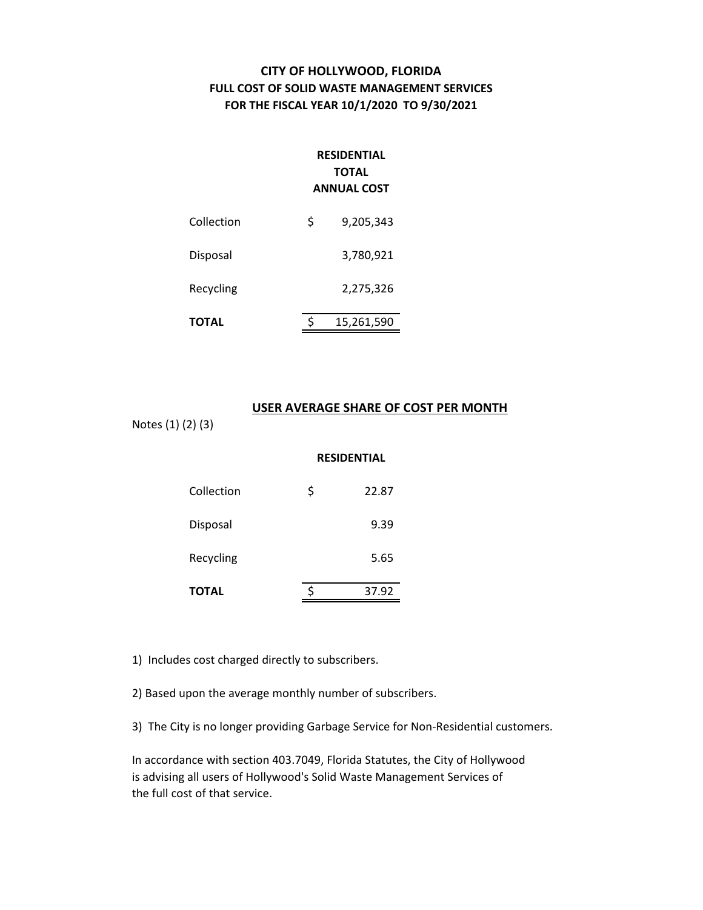# CITY OF HOLLYWOOD, FLORIDA
## FULL COST OF SOLID WASTE MANAGEMENT SERVICES
## FOR THE FISCAL YEAR 10/1/2020 TO 9/30/2021

| | RESIDENTIAL TOTAL ANNUAL COST |
|---|---|
| Collection | $ 9,205,343 |
| Disposal | 3,780,921 |
| Recycling | 2,275,326 |
| **TOTAL** | $ 15,261,590 |

### USER AVERAGE SHARE OF COST PER MONTH

Notes (1) (2) (3)

| | RESIDENTIAL |
|---|---|
| Collection | $ 22.87 |
| Disposal | 9.39 |
| Recycling | 5.65 |
| **TOTAL** | $ 37.92 |

1) Includes cost charged directly to subscribers.

2) Based upon the average monthly number of subscribers.

3) The City is no longer providing Garbage Service for Non-Residential customers.

In accordance with section 403.7049, Florida Statutes, the City of Hollywood is advising all users of Hollywood's Solid Waste Management Services of the full cost of that service.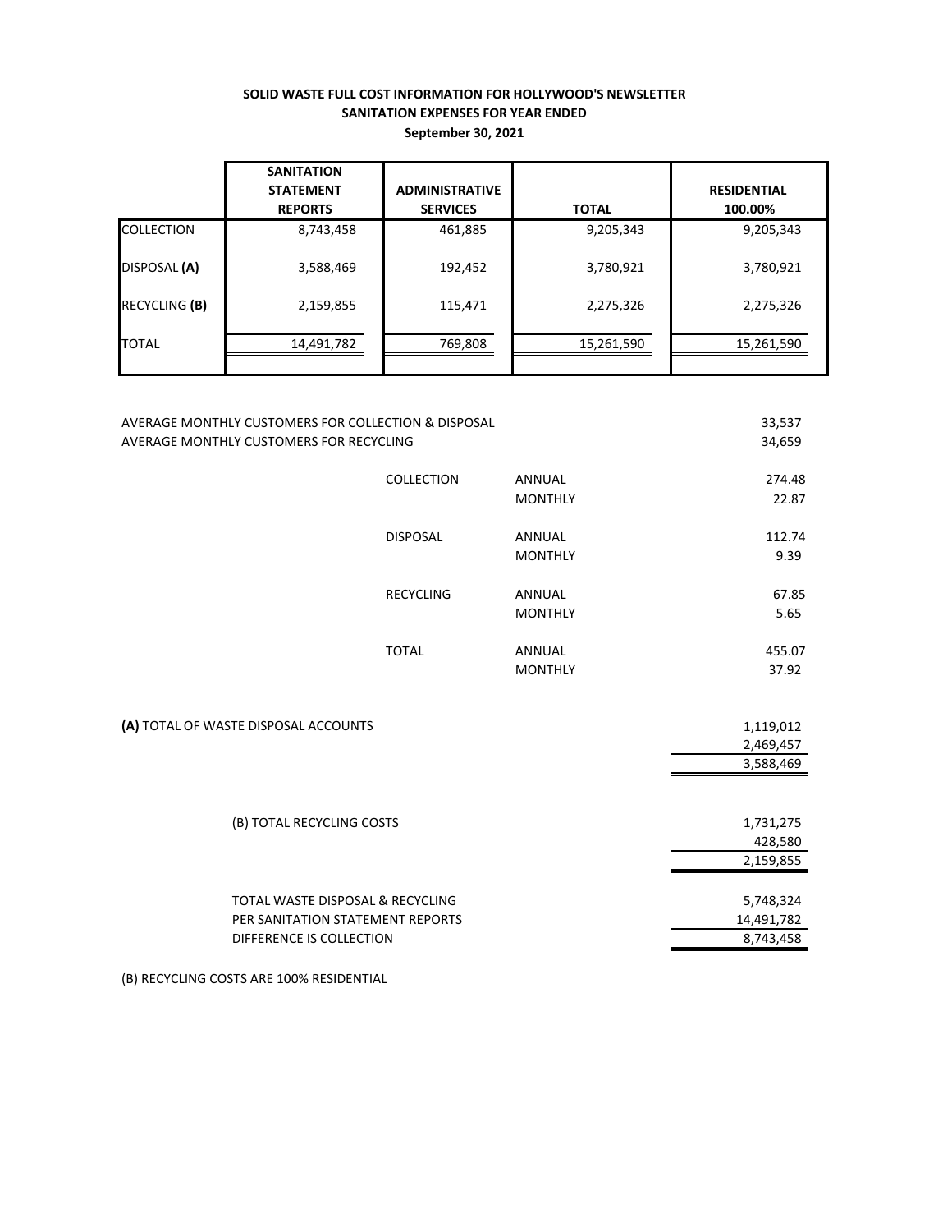**SOLID WASTE FULL COST INFORMATION FOR HOLLYWOOD'S NEWSLETTER**
**SANITATION EXPENSES FOR YEAR ENDED**
**September 30, 2021**

| | SANITATION STATEMENT REPORTS | ADMINISTRATIVE SERVICES | TOTAL | RESIDENTIAL 100.00% |
|---|---|---|---|---|
| COLLECTION | 8,743,458 | 461,885 | 9,205,343 | 9,205,343 |
| DISPOSAL **(A)** | 3,588,469 | 192,452 | 3,780,921 | 3,780,921 |
| RECYCLING **(B)** | 2,159,855 | 115,471 | 2,275,326 | 2,275,326 |
| TOTAL | 14,491,782 | 769,808 | 15,261,590 | 15,261,590 |

| | | | |
|---|---|---|---|
| AVERAGE MONTHLY CUSTOMERS FOR COLLECTION & DISPOSAL | | | 33,537 |
| AVERAGE MONTHLY CUSTOMERS FOR RECYCLING | | | 34,659 |
| | COLLECTION | ANNUAL | 274.48 |
| | | MONTHLY | 22.87 |
| | DISPOSAL | ANNUAL | 112.74 |
| | | MONTHLY | 9.39 |
| | RECYCLING | ANNUAL | 67.85 |
| | | MONTHLY | 5.65 |
| | TOTAL | ANNUAL | 455.07 |
| | | MONTHLY | 37.92 |

| | |
|---|---|
| **(A)** TOTAL OF WASTE DISPOSAL ACCOUNTS | 1,119,012 |
| | 2,469,457 |
| | 3,588,469 |

| | |
|---|---|
| (B) TOTAL RECYCLING COSTS | 1,731,275 |
| | 428,580 |
| | 2,159,855 |

| | |
|---|---|
| TOTAL WASTE DISPOSAL & RECYCLING | 5,748,324 |
| PER SANITATION STATEMENT REPORTS | 14,491,782 |
| DIFFERENCE IS COLLECTION | 8,743,458 |

(B) RECYCLING COSTS ARE 100% RESIDENTIAL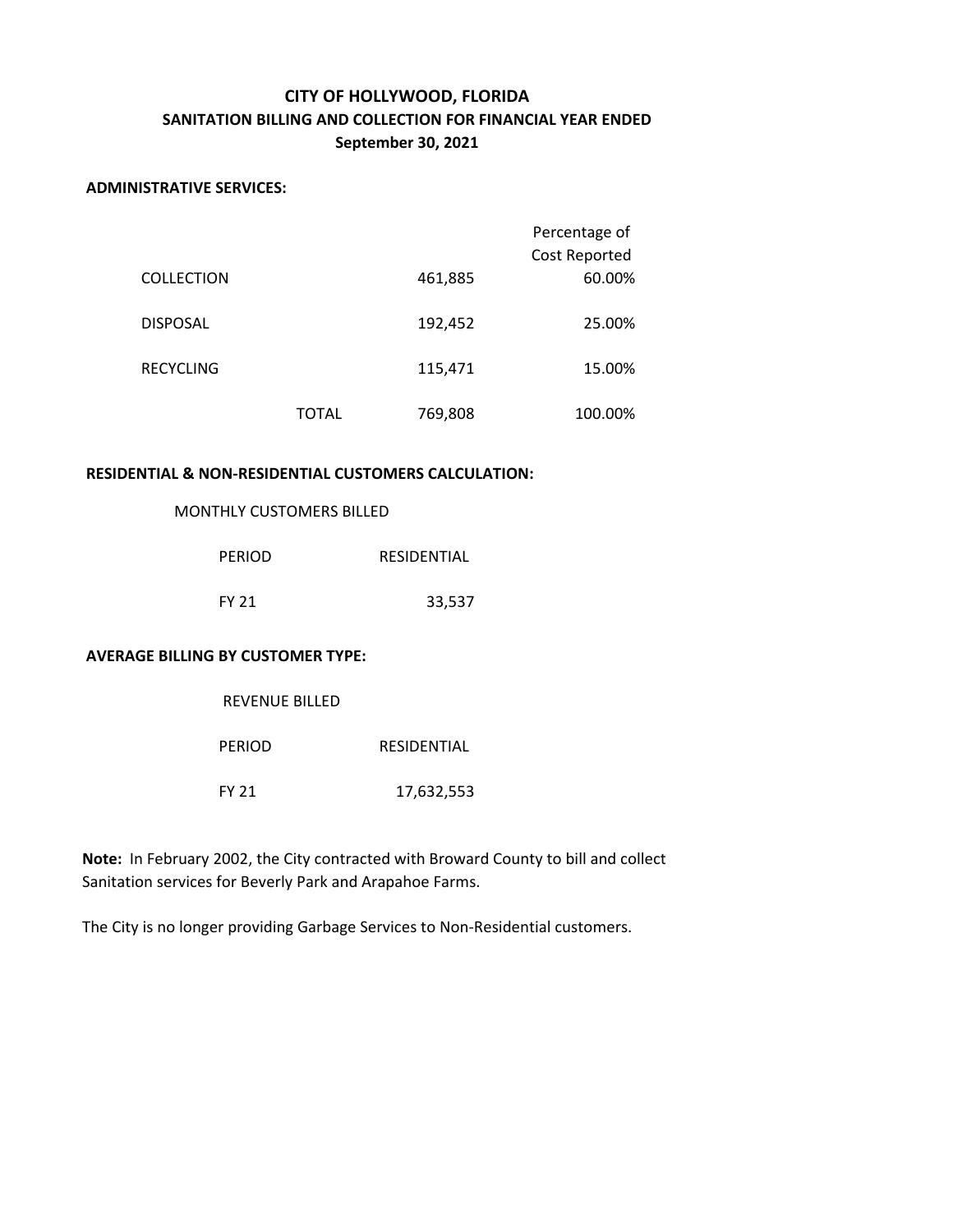# CITY OF HOLLYWOOD, FLORIDA
## SANITATION BILLING AND COLLECTION FOR FINANCIAL YEAR ENDED
## September 30, 2021

**ADMINISTRATIVE SERVICES:**

| | | | Percentage of Cost Reported |
|---|---|---|---|
| COLLECTION | | 461,885 | 60.00% |
| DISPOSAL | | 192,452 | 25.00% |
| RECYCLING | | 115,471 | 15.00% |
| | TOTAL | 769,808 | 100.00% |

**RESIDENTIAL & NON-RESIDENTIAL CUSTOMERS CALCULATION:**

MONTHLY CUSTOMERS BILLED

| PERIOD | RESIDENTIAL |
|---|---|
| FY 21 | 33,537 |

**AVERAGE BILLING BY CUSTOMER TYPE:**

REVENUE BILLED

| PERIOD | RESIDENTIAL |
|---|---|
| FY 21 | 17,632,553 |

**Note:** In February 2002, the City contracted with Broward County to bill and collect Sanitation services for Beverly Park and Arapahoe Farms.

The City is no longer providing Garbage Services to Non-Residential customers.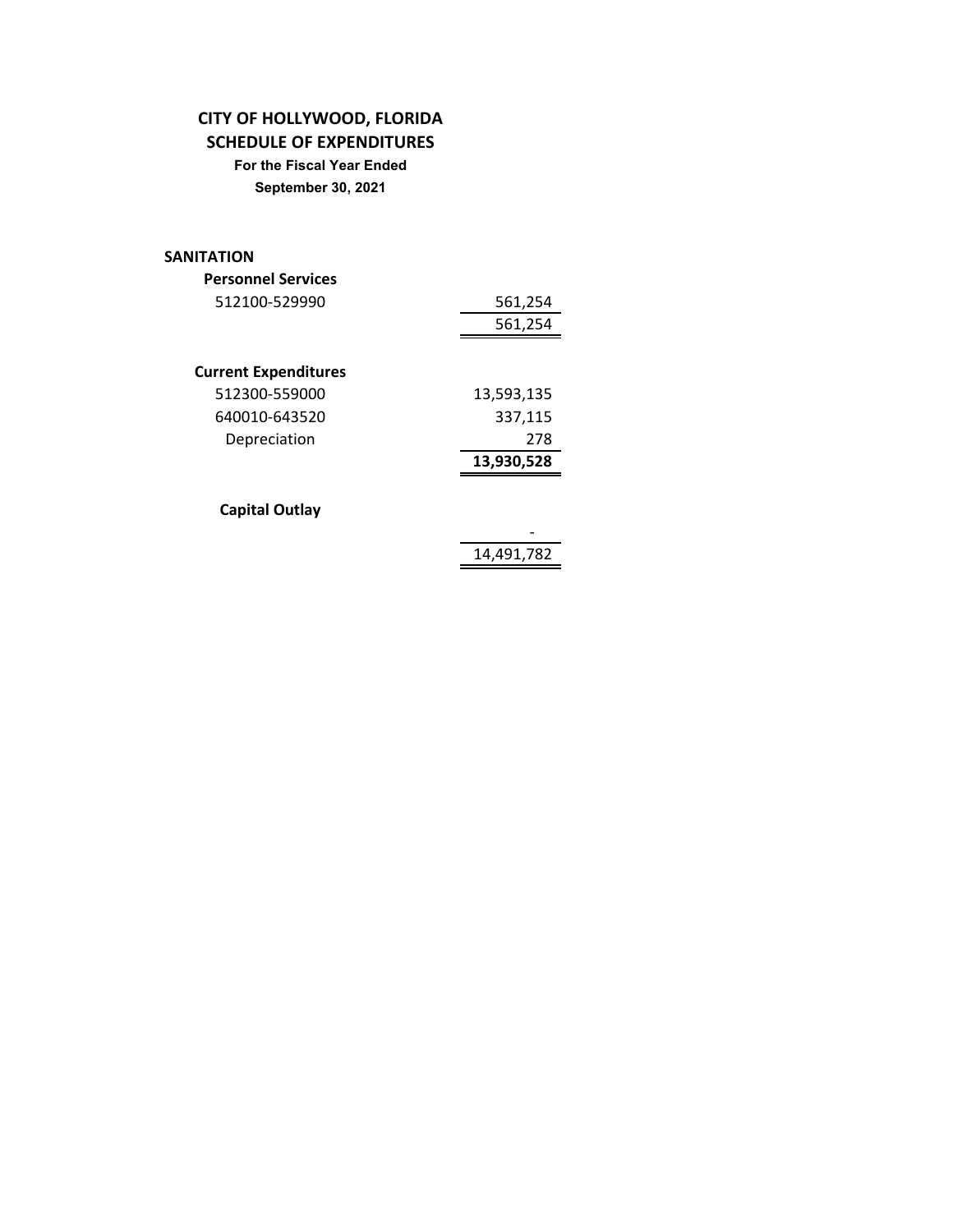# CITY OF HOLLYWOOD, FLORIDA
## SCHEDULE OF EXPENDITURES
**For the Fiscal Year Ended**
**September 30, 2021**

| | |
|---|---|
| **SANITATION** | |
| **Personnel Services** | |
| 512100-529990 | 561,254 |
| | 561,254 |
| **Current Expenditures** | |
| 512300-559000 | 13,593,135 |
| 640010-643520 | 337,115 |
| Depreciation | 278 |
| | **13,930,528** |
| **Capital Outlay** | |
| | - |
| | 14,491,782 |